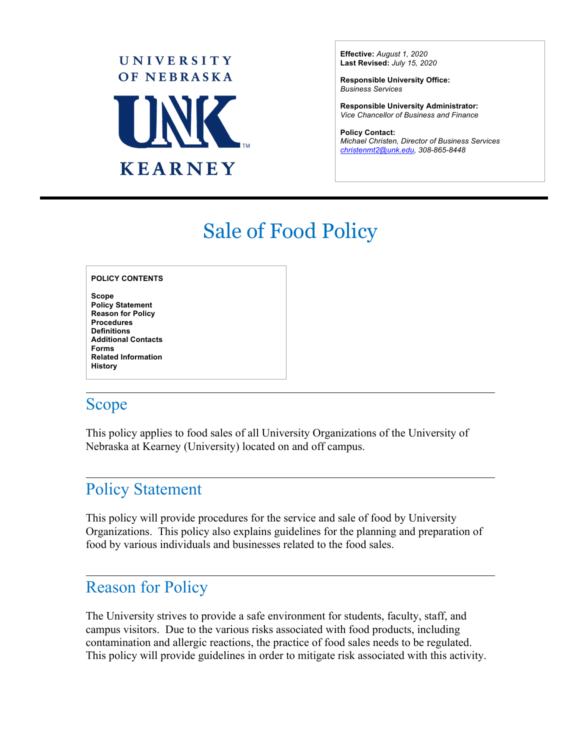UNIVERSITY OF NEBRASKA

UNK

KEARNEY

**Effective:** *August 1, 2020*
**Last Revised:** *July 15, 2020*

**Responsible University Office:**
*Business Services*

**Responsible University Administrator:**
*Vice Chancellor of Business and Finance*

**Policy Contact:**
*Michael Christen, Director of Business Services*
*christenmt2@unk.edu, 308-865-8448*

# Sale of Food Policy

**POLICY CONTENTS**

**Scope**
**Policy Statement**
**Reason for Policy**
**Procedures**
**Definitions**
**Additional Contacts**
**Forms**
**Related Information**
**History**

## Scope

This policy applies to food sales of all University Organizations of the University of Nebraska at Kearney (University) located on and off campus.

## Policy Statement

This policy will provide procedures for the service and sale of food by University Organizations. This policy also explains guidelines for the planning and preparation of food by various individuals and businesses related to the food sales.

## Reason for Policy

The University strives to provide a safe environment for students, faculty, staff, and campus visitors. Due to the various risks associated with food products, including contamination and allergic reactions, the practice of food sales needs to be regulated. This policy will provide guidelines in order to mitigate risk associated with this activity.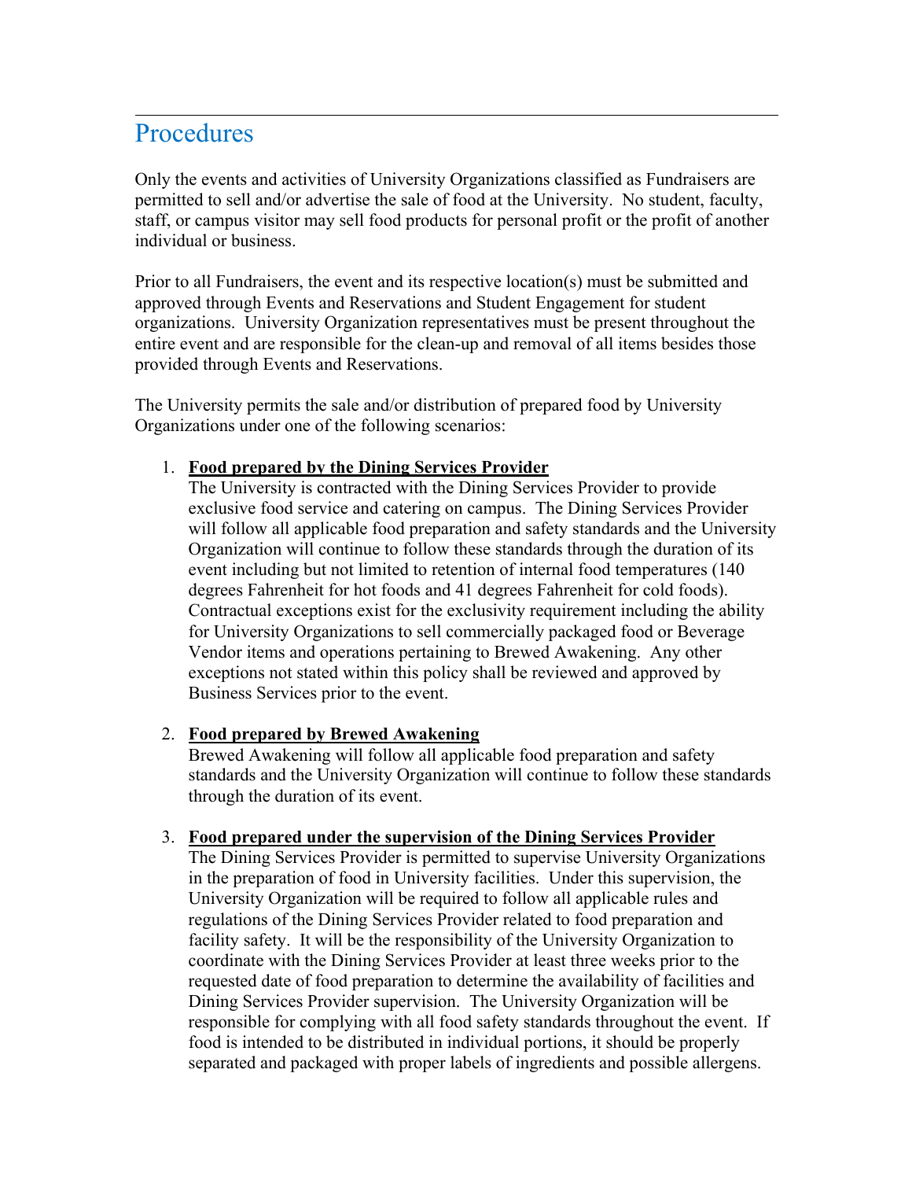## Procedures

Only the events and activities of University Organizations classified as Fundraisers are permitted to sell and/or advertise the sale of food at the University. No student, faculty, staff, or campus visitor may sell food products for personal profit or the profit of another individual or business.

Prior to all Fundraisers, the event and its respective location(s) must be submitted and approved through Events and Reservations and Student Engagement for student organizations. University Organization representatives must be present throughout the entire event and are responsible for the clean-up and removal of all items besides those provided through Events and Reservations.

The University permits the sale and/or distribution of prepared food by University Organizations under one of the following scenarios:

1. **Food prepared by the Dining Services Provider**
   The University is contracted with the Dining Services Provider to provide exclusive food service and catering on campus. The Dining Services Provider will follow all applicable food preparation and safety standards and the University Organization will continue to follow these standards through the duration of its event including but not limited to retention of internal food temperatures (140 degrees Fahrenheit for hot foods and 41 degrees Fahrenheit for cold foods). Contractual exceptions exist for the exclusivity requirement including the ability for University Organizations to sell commercially packaged food or Beverage Vendor items and operations pertaining to Brewed Awakening. Any other exceptions not stated within this policy shall be reviewed and approved by Business Services prior to the event.

2. **Food prepared by Brewed Awakening**
   Brewed Awakening will follow all applicable food preparation and safety standards and the University Organization will continue to follow these standards through the duration of its event.

3. **Food prepared under the supervision of the Dining Services Provider**
   The Dining Services Provider is permitted to supervise University Organizations in the preparation of food in University facilities. Under this supervision, the University Organization will be required to follow all applicable rules and regulations of the Dining Services Provider related to food preparation and facility safety. It will be the responsibility of the University Organization to coordinate with the Dining Services Provider at least three weeks prior to the requested date of food preparation to determine the availability of facilities and Dining Services Provider supervision. The University Organization will be responsible for complying with all food safety standards throughout the event. If food is intended to be distributed in individual portions, it should be properly separated and packaged with proper labels of ingredients and possible allergens.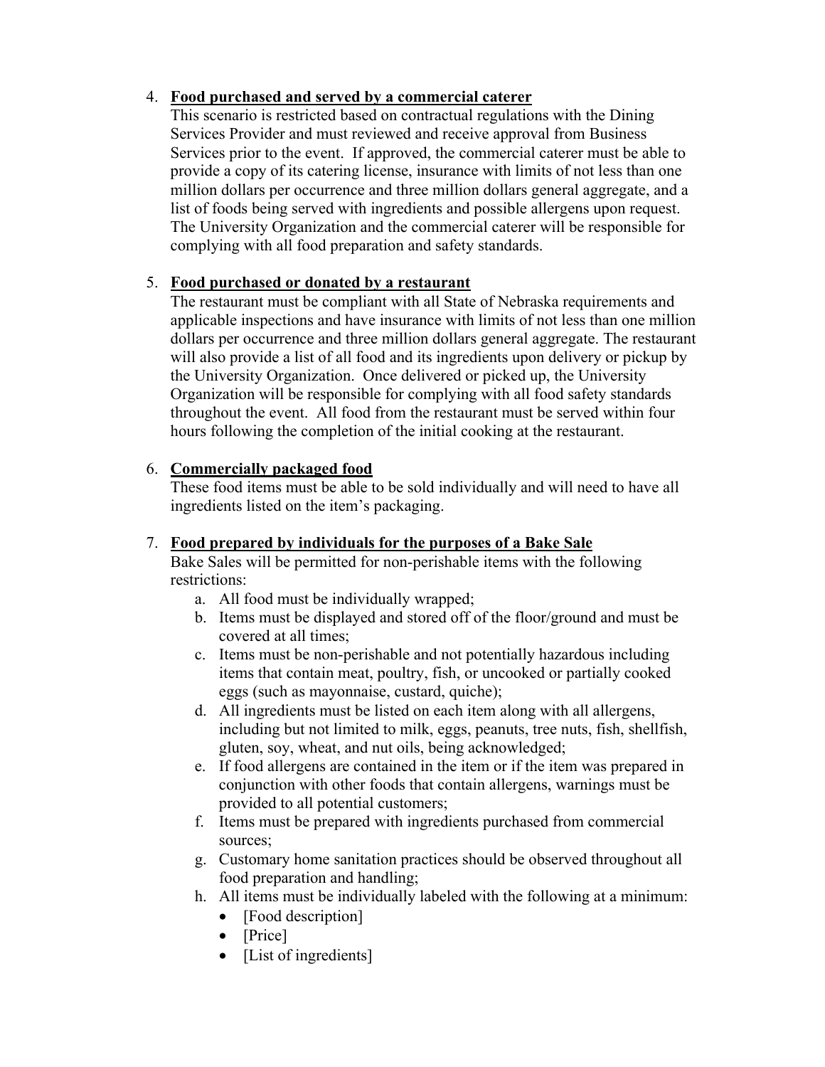4. **Food purchased and served by a commercial caterer**
   This scenario is restricted based on contractual regulations with the Dining Services Provider and must reviewed and receive approval from Business Services prior to the event. If approved, the commercial caterer must be able to provide a copy of its catering license, insurance with limits of not less than one million dollars per occurrence and three million dollars general aggregate, and a list of foods being served with ingredients and possible allergens upon request. The University Organization and the commercial caterer will be responsible for complying with all food preparation and safety standards.

5. **Food purchased or donated by a restaurant**
   The restaurant must be compliant with all State of Nebraska requirements and applicable inspections and have insurance with limits of not less than one million dollars per occurrence and three million dollars general aggregate. The restaurant will also provide a list of all food and its ingredients upon delivery or pickup by the University Organization. Once delivered or picked up, the University Organization will be responsible for complying with all food safety standards throughout the event. All food from the restaurant must be served within four hours following the completion of the initial cooking at the restaurant.

6. **Commercially packaged food**
   These food items must be able to be sold individually and will need to have all ingredients listed on the item's packaging.

7. **Food prepared by individuals for the purposes of a Bake Sale**
   Bake Sales will be permitted for non-perishable items with the following restrictions:
   a. All food must be individually wrapped;
   b. Items must be displayed and stored off of the floor/ground and must be covered at all times;
   c. Items must be non-perishable and not potentially hazardous including items that contain meat, poultry, fish, or uncooked or partially cooked eggs (such as mayonnaise, custard, quiche);
   d. All ingredients must be listed on each item along with all allergens, including but not limited to milk, eggs, peanuts, tree nuts, fish, shellfish, gluten, soy, wheat, and nut oils, being acknowledged;
   e. If food allergens are contained in the item or if the item was prepared in conjunction with other foods that contain allergens, warnings must be provided to all potential customers;
   f. Items must be prepared with ingredients purchased from commercial sources;
   g. Customary home sanitation practices should be observed throughout all food preparation and handling;
   h. All items must be individually labeled with the following at a minimum:
      - [Food description]
      - [Price]
      - [List of ingredients]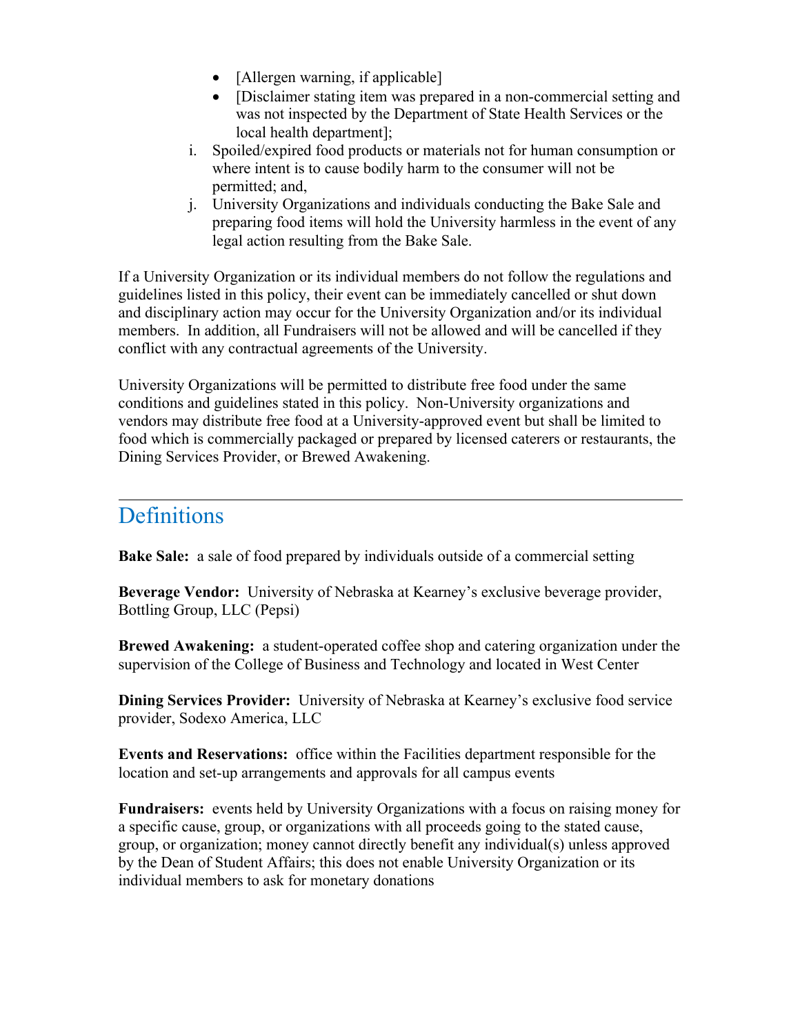- [Allergen warning, if applicable]
  - [Disclaimer stating item was prepared in a non-commercial setting and was not inspected by the Department of State Health Services or the local health department];

i. Spoiled/expired food products or materials not for human consumption or where intent is to cause bodily harm to the consumer will not be permitted; and,

j. University Organizations and individuals conducting the Bake Sale and preparing food items will hold the University harmless in the event of any legal action resulting from the Bake Sale.

If a University Organization or its individual members do not follow the regulations and guidelines listed in this policy, their event can be immediately cancelled or shut down and disciplinary action may occur for the University Organization and/or its individual members. In addition, all Fundraisers will not be allowed and will be cancelled if they conflict with any contractual agreements of the University.

University Organizations will be permitted to distribute free food under the same conditions and guidelines stated in this policy. Non-University organizations and vendors may distribute free food at a University-approved event but shall be limited to food which is commercially packaged or prepared by licensed caterers or restaurants, the Dining Services Provider, or Brewed Awakening.

---

## Definitions

**Bake Sale:** a sale of food prepared by individuals outside of a commercial setting

**Beverage Vendor:** University of Nebraska at Kearney's exclusive beverage provider, Bottling Group, LLC (Pepsi)

**Brewed Awakening:** a student-operated coffee shop and catering organization under the supervision of the College of Business and Technology and located in West Center

**Dining Services Provider:** University of Nebraska at Kearney's exclusive food service provider, Sodexo America, LLC

**Events and Reservations:** office within the Facilities department responsible for the location and set-up arrangements and approvals for all campus events

**Fundraisers:** events held by University Organizations with a focus on raising money for a specific cause, group, or organizations with all proceeds going to the stated cause, group, or organization; money cannot directly benefit any individual(s) unless approved by the Dean of Student Affairs; this does not enable University Organization or its individual members to ask for monetary donations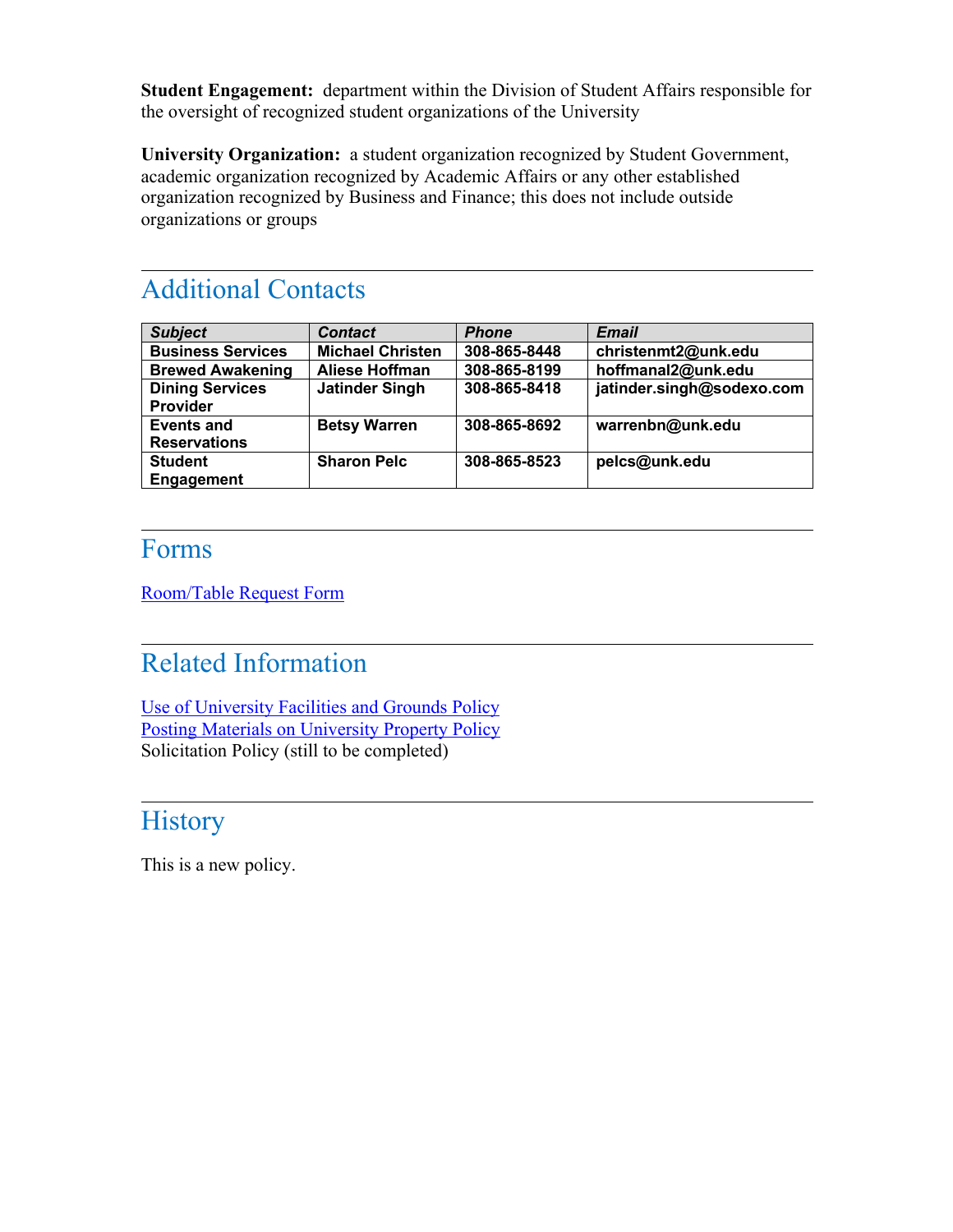**Student Engagement:** department within the Division of Student Affairs responsible for the oversight of recognized student organizations of the University

**University Organization:** a student organization recognized by Student Government, academic organization recognized by Academic Affairs or any other established organization recognized by Business and Finance; this does not include outside organizations or groups

## Additional Contacts

| ***Subject*** | ***Contact*** | ***Phone*** | ***Email*** |
|---|---|---|---|
| **Business Services** | **Michael Christen** | **308-865-8448** | **christenmt2@unk.edu** |
| **Brewed Awakening** | **Aliese Hoffman** | **308-865-8199** | **hoffmanal2@unk.edu** |
| **Dining Services Provider** | **Jatinder Singh** | **308-865-8418** | **jatinder.singh@sodexo.com** |
| **Events and Reservations** | **Betsy Warren** | **308-865-8692** | **warrenbn@unk.edu** |
| **Student Engagement** | **Sharon Pelc** | **308-865-8523** | **pelcs@unk.edu** |

## Forms

Room/Table Request Form

## Related Information

Use of University Facilities and Grounds Policy
Posting Materials on University Property Policy
Solicitation Policy (still to be completed)

## History

This is a new policy.